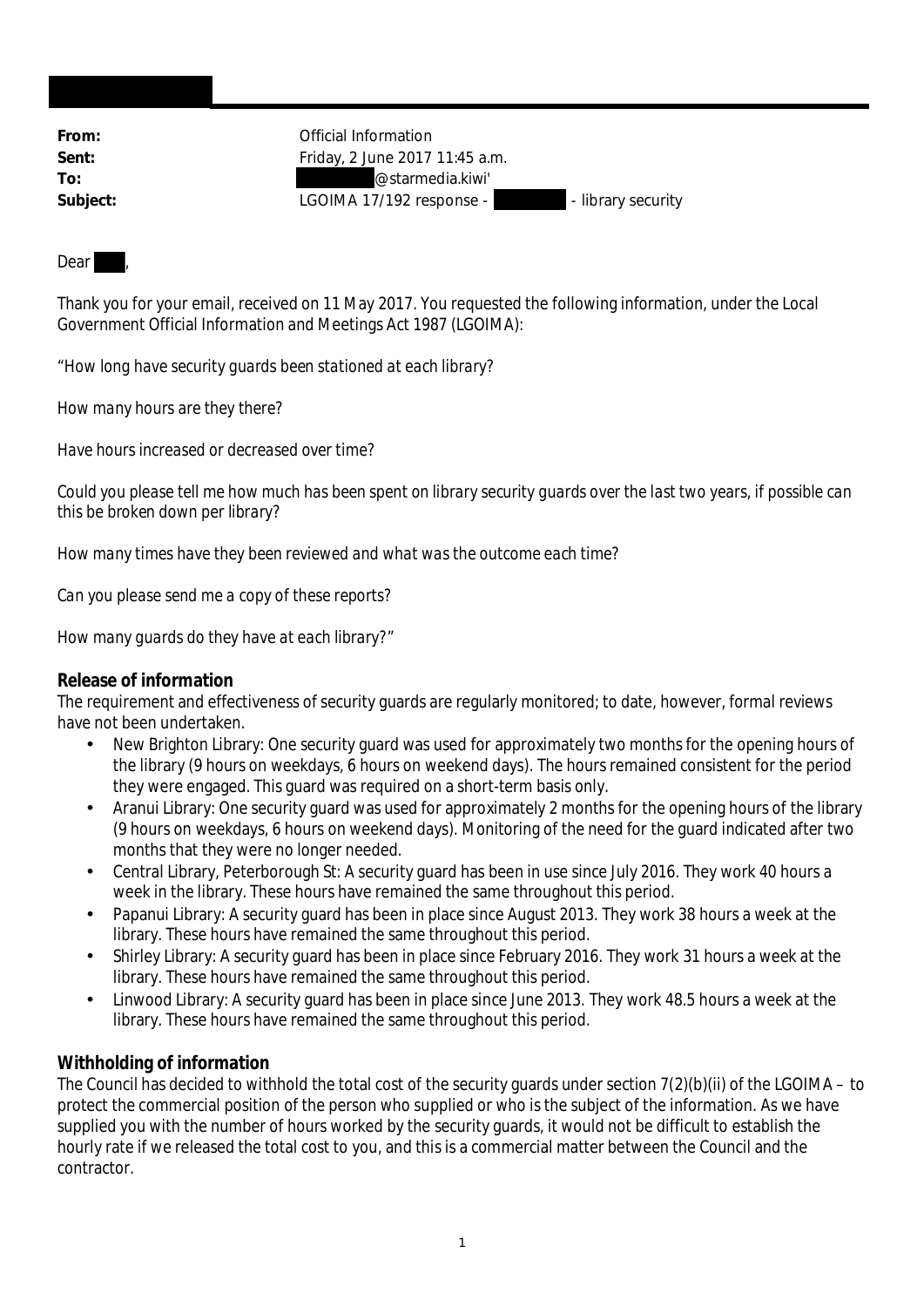| | |
|---|---|
| **From:** | Official Information |
| **Sent:** | Friday, 2 June 2017 11:45 a.m. |
| **To:** | @starmedia.kiwi' |
| **Subject:** | LGOIMA 17/192 response - - library security |

Dear ,

Thank you for your email, received on 11 May 2017. You requested the following information, under the Local Government Official Information and Meetings Act 1987 (LGOIMA):

*"How long have security guards been stationed at each library?*

*How many hours are they there?*

*Have hours increased or decreased over time?*

*Could you please tell me how much has been spent on library security guards over the last two years, if possible can this be broken down per library?*

*How many times have they been reviewed and what was the outcome each time?*

*Can you please send me a copy of these reports?*

*How many guards do they have at each library?"*

**Release of information**

The requirement and effectiveness of security guards are regularly monitored; to date, however, formal reviews have not been undertaken.

- New Brighton Library: One security guard was used for approximately two months for the opening hours of the library (9 hours on weekdays, 6 hours on weekend days). The hours remained consistent for the period they were engaged. This guard was required on a short-term basis only.
- Aranui Library: One security guard was used for approximately 2 months for the opening hours of the library (9 hours on weekdays, 6 hours on weekend days). Monitoring of the need for the guard indicated after two months that they were no longer needed.
- Central Library, Peterborough St: A security guard has been in use since July 2016. They work 40 hours a week in the library. These hours have remained the same throughout this period.
- Papanui Library: A security guard has been in place since August 2013. They work 38 hours a week at the library. These hours have remained the same throughout this period.
- Shirley Library: A security guard has been in place since February 2016. They work 31 hours a week at the library. These hours have remained the same throughout this period.
- Linwood Library: A security guard has been in place since June 2013. They work 48.5 hours a week at the library. These hours have remained the same throughout this period.

**Withholding of information**

The Council has decided to withhold the total cost of the security guards under section 7(2)(b)(ii) of the LGOIMA – to protect the commercial position of the person who supplied or who is the subject of the information. As we have supplied you with the number of hours worked by the security guards, it would not be difficult to establish the hourly rate if we released the total cost to you, and this is a commercial matter between the Council and the contractor.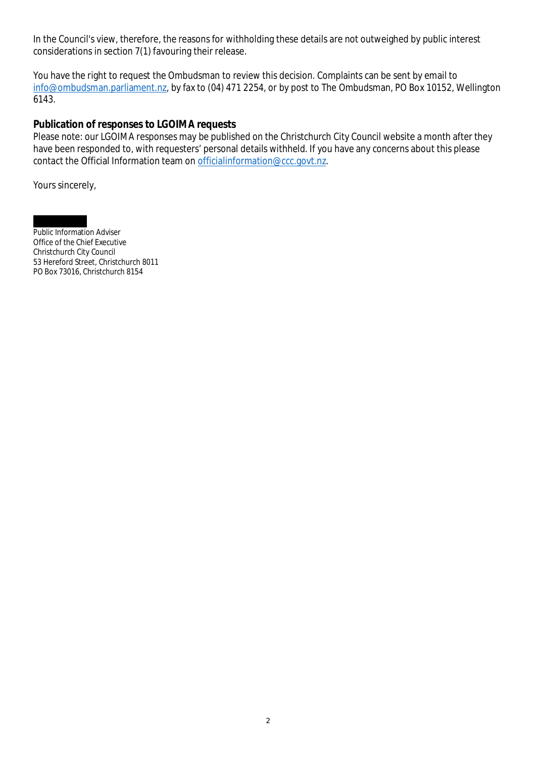In the Council's view, therefore, the reasons for withholding these details are not outweighed by public interest considerations in section 7(1) favouring their release.

You have the right to request the Ombudsman to review this decision. Complaints can be sent by email to info@ombudsman.parliament.nz, by fax to (04) 471 2254, or by post to The Ombudsman, PO Box 10152, Wellington 6143.

**Publication of responses to LGOIMA requests**

Please note: our LGOIMA responses may be published on the Christchurch City Council website a month after they have been responded to, with requesters' personal details withheld. If you have any concerns about this please contact the Official Information team on officialinformation@ccc.govt.nz.

Yours sincerely,

Public Information Adviser
Office of the Chief Executive
Christchurch City Council
53 Hereford Street, Christchurch 8011
PO Box 73016, Christchurch 8154